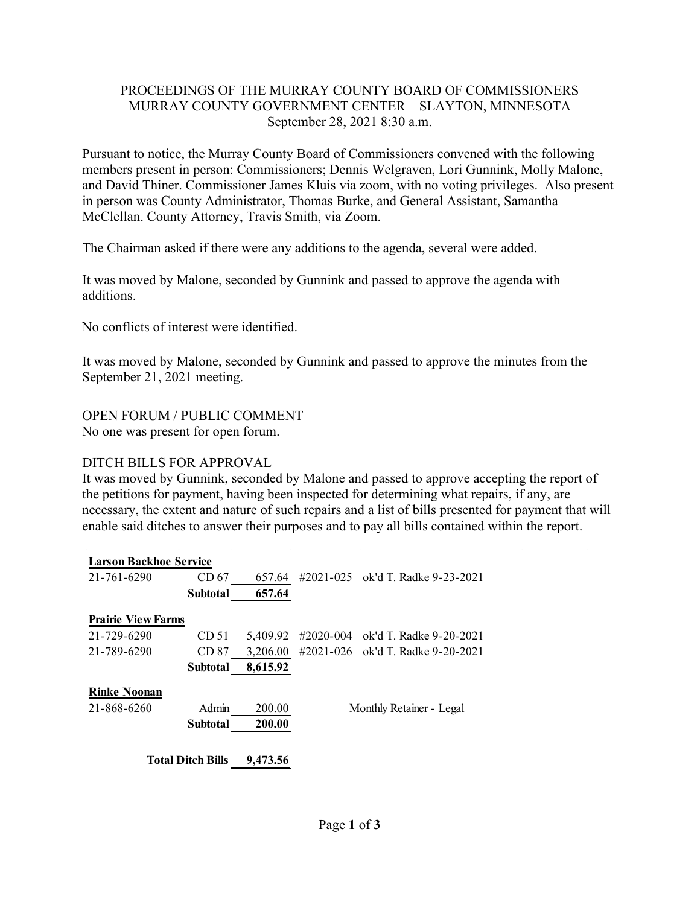PROCEEDINGS OF THE MURRAY COUNTY BOARD OF COMMISSIONERS
MURRAY COUNTY GOVERNMENT CENTER – SLAYTON, MINNESOTA
September 28, 2021 8:30 a.m.

Pursuant to notice, the Murray County Board of Commissioners convened with the following members present in person: Commissioners; Dennis Welgraven, Lori Gunnink, Molly Malone, and David Thiner. Commissioner James Kluis via zoom, with no voting privileges. Also present in person was County Administrator, Thomas Burke, and General Assistant, Samantha McClellan. County Attorney, Travis Smith, via Zoom.

The Chairman asked if there were any additions to the agenda, several were added.

It was moved by Malone, seconded by Gunnink and passed to approve the agenda with additions.

No conflicts of interest were identified.

It was moved by Malone, seconded by Gunnink and passed to approve the minutes from the September 21, 2021 meeting.

OPEN FORUM / PUBLIC COMMENT
No one was present for open forum.

DITCH BILLS FOR APPROVAL
It was moved by Gunnink, seconded by Malone and passed to approve accepting the report of the petitions for payment, having been inspected for determining what repairs, if any, are necessary, the extent and nature of such repairs and a list of bills presented for payment that will enable said ditches to answer their purposes and to pay all bills contained within the report.

| | | | | |
|---|---|---|---|---|
| **Larson Backhoe Service** | | | | |
| 21-761-6290 | CD 67 | 657.64 | #2021-025 | ok'd T. Radke 9-23-2021 |
| | **Subtotal** | **657.64** | | |
| **Prairie View Farms** | | | | |
| 21-729-6290 | CD 51 | 5,409.92 | #2020-004 | ok'd T. Radke 9-20-2021 |
| 21-789-6290 | CD 87 | 3,206.00 | #2021-026 | ok'd T. Radke 9-20-2021 |
| | **Subtotal** | **8,615.92** | | |
| **Rinke Noonan** | | | | |
| 21-868-6260 | Admin | 200.00 | | Monthly Retainer - Legal |
| | **Subtotal** | **200.00** | | |
| | **Total Ditch Bills** | **9,473.56** | | |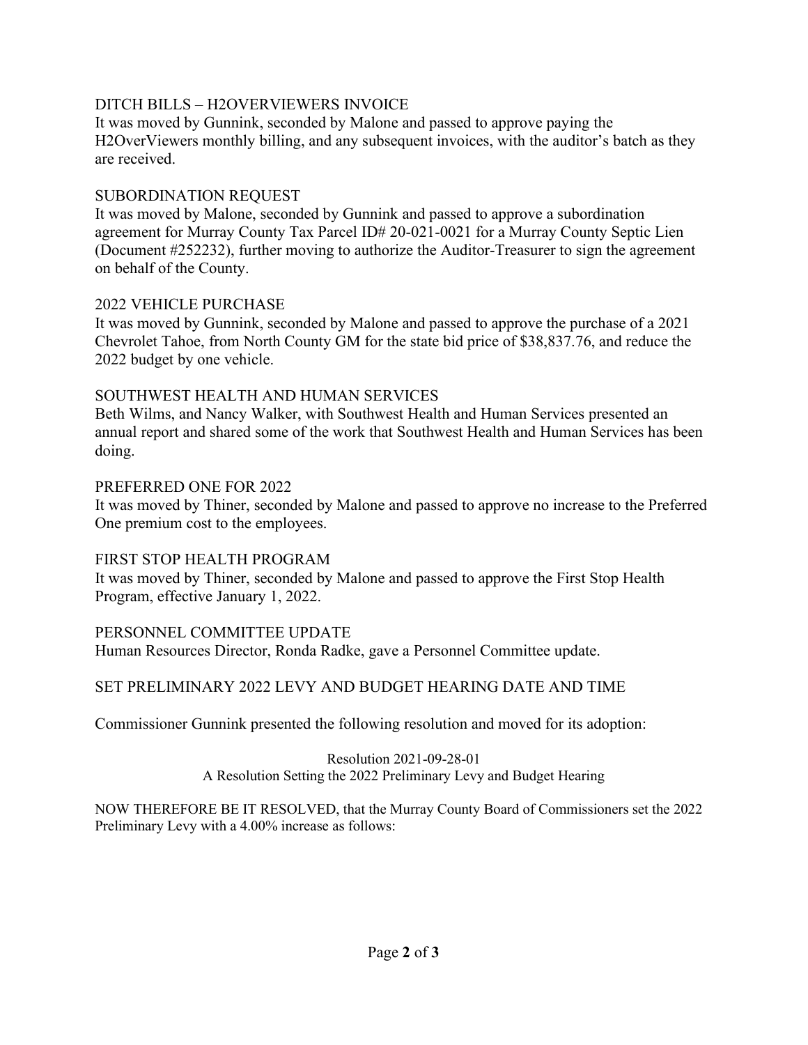## DITCH BILLS – H2OVERVIEWERS INVOICE

It was moved by Gunnink, seconded by Malone and passed to approve paying the H2OverViewers monthly billing, and any subsequent invoices, with the auditor's batch as they are received.

## SUBORDINATION REQUEST

It was moved by Malone, seconded by Gunnink and passed to approve a subordination agreement for Murray County Tax Parcel ID# 20-021-0021 for a Murray County Septic Lien (Document #252232), further moving to authorize the Auditor-Treasurer to sign the agreement on behalf of the County.

## 2022 VEHICLE PURCHASE

It was moved by Gunnink, seconded by Malone and passed to approve the purchase of a 2021 Chevrolet Tahoe, from North County GM for the state bid price of $38,837.76, and reduce the 2022 budget by one vehicle.

## SOUTHWEST HEALTH AND HUMAN SERVICES

Beth Wilms, and Nancy Walker, with Southwest Health and Human Services presented an annual report and shared some of the work that Southwest Health and Human Services has been doing.

## PREFERRED ONE FOR 2022

It was moved by Thiner, seconded by Malone and passed to approve no increase to the Preferred One premium cost to the employees.

## FIRST STOP HEALTH PROGRAM

It was moved by Thiner, seconded by Malone and passed to approve the First Stop Health Program, effective January 1, 2022.

## PERSONNEL COMMITTEE UPDATE

Human Resources Director, Ronda Radke, gave a Personnel Committee update.

## SET PRELIMINARY 2022 LEVY AND BUDGET HEARING DATE AND TIME

Commissioner Gunnink presented the following resolution and moved for its adoption:

Resolution 2021-09-28-01
A Resolution Setting the 2022 Preliminary Levy and Budget Hearing

NOW THEREFORE BE IT RESOLVED, that the Murray County Board of Commissioners set the 2022 Preliminary Levy with a 4.00% increase as follows: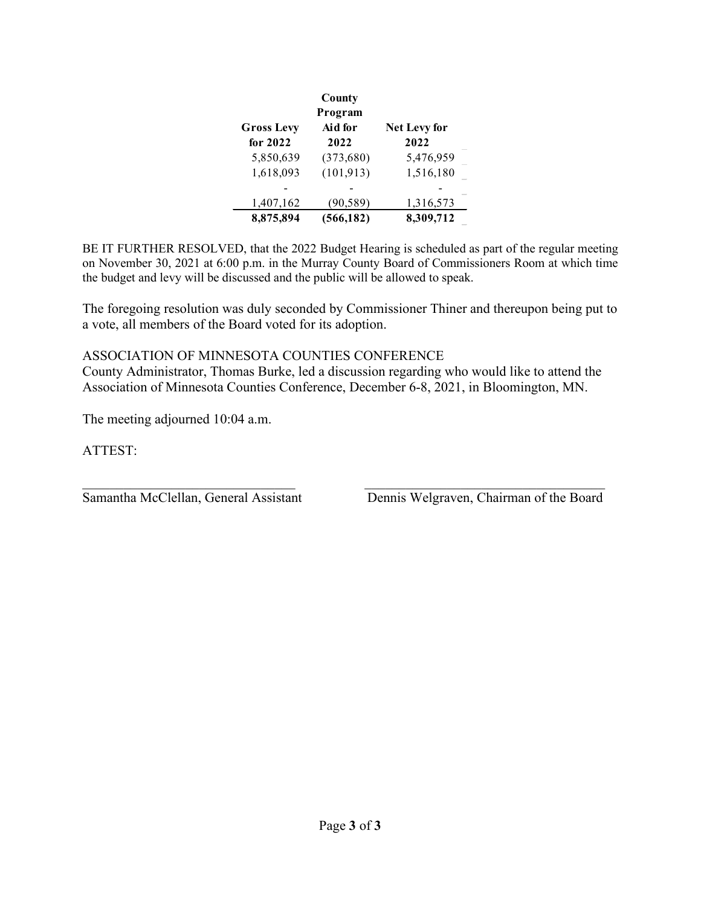| Gross Levy for 2022 | County Program Aid for 2022 | Net Levy for 2022 |
|---|---|---|
| 5,850,639 | (373,680) | 5,476,959 |
| 1,618,093 | (101,913) | 1,516,180 |
| - | - | - |
| 1,407,162 | (90,589) | 1,316,573 |
| **8,875,894** | **(566,182)** | **8,309,712** |

BE IT FURTHER RESOLVED, that the 2022 Budget Hearing is scheduled as part of the regular meeting on November 30, 2021 at 6:00 p.m. in the Murray County Board of Commissioners Room at which time the budget and levy will be discussed and the public will be allowed to speak.

The foregoing resolution was duly seconded by Commissioner Thiner and thereupon being put to a vote, all members of the Board voted for its adoption.

ASSOCIATION OF MINNESOTA COUNTIES CONFERENCE
County Administrator, Thomas Burke, led a discussion regarding who would like to attend the Association of Minnesota Counties Conference, December 6-8, 2021, in Bloomington, MN.

The meeting adjourned 10:04 a.m.

ATTEST:

_______________________________ _______________________________

Samantha McClellan, General Assistant Dennis Welgraven, Chairman of the Board